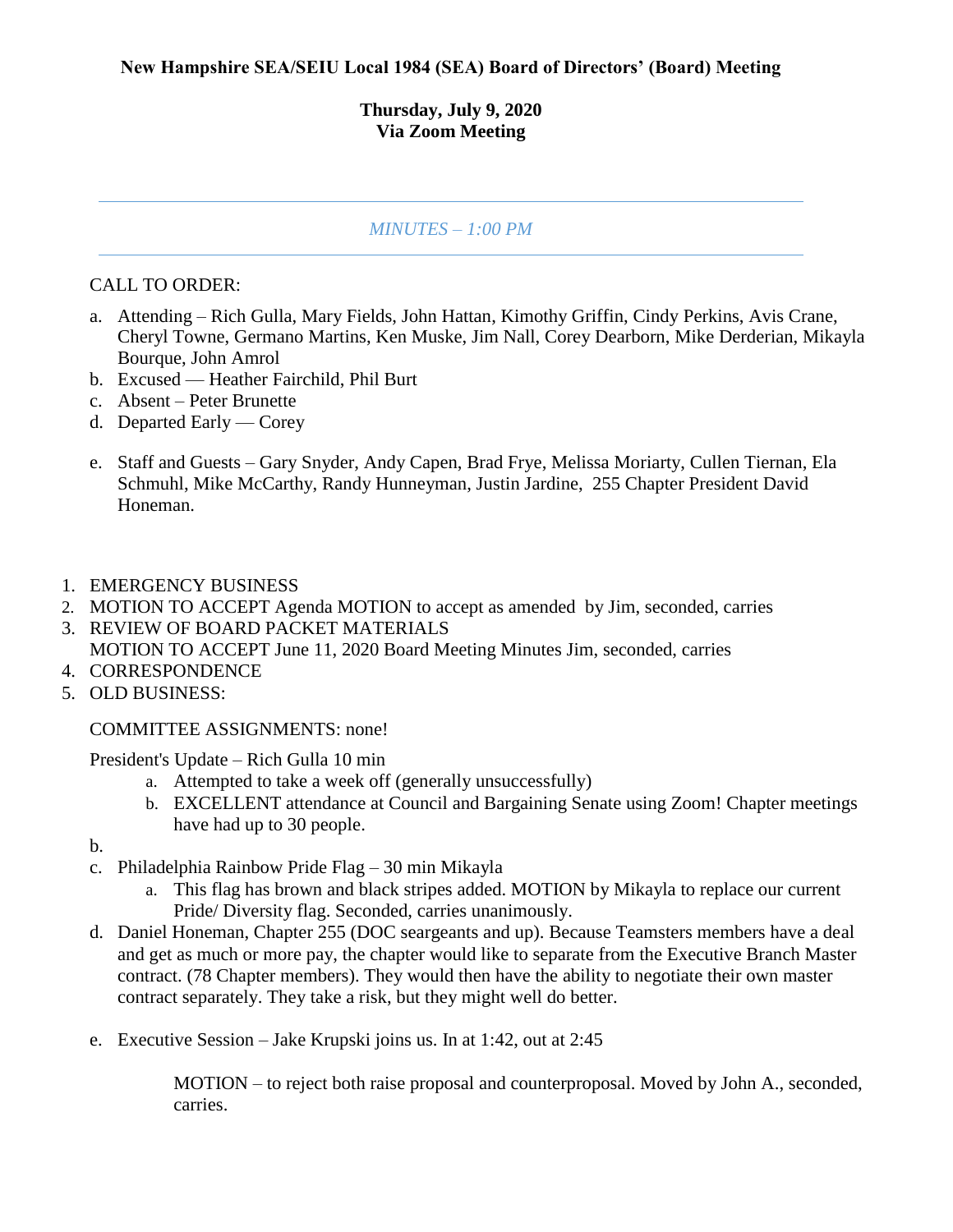**New Hampshire SEA/SEIU Local 1984 (SEA) Board of Directors' (Board) Meeting**

**Thursday, July 9, 2020**
**Via Zoom Meeting**

---

*MINUTES – 1:00 PM*

---

CALL TO ORDER:

a. Attending – Rich Gulla, Mary Fields, John Hattan, Kimothy Griffin, Cindy Perkins, Avis Crane, Cheryl Towne, Germano Martins, Ken Muske, Jim Nall, Corey Dearborn, Mike Derderian, Mikayla Bourque, John Amrol
b. Excused — Heather Fairchild, Phil Burt
c. Absent – Peter Brunette
d. Departed Early — Corey

e. Staff and Guests – Gary Snyder, Andy Capen, Brad Frye, Melissa Moriarty, Cullen Tiernan, Ela Schmuhl, Mike McCarthy, Randy Hunneyman, Justin Jardine, 255 Chapter President David Honeman.

1. EMERGENCY BUSINESS
2. MOTION TO ACCEPT Agenda MOTION to accept as amended by Jim, seconded, carries
3. REVIEW OF BOARD PACKET MATERIALS
   MOTION TO ACCEPT June 11, 2020 Board Meeting Minutes Jim, seconded, carries
4. CORRESPONDENCE
5. OLD BUSINESS:

   COMMITTEE ASSIGNMENTS: none!

   President's Update – Rich Gulla 10 min
   a. Attempted to take a week off (generally unsuccessfully)
   b. EXCELLENT attendance at Council and Bargaining Senate using Zoom! Chapter meetings have had up to 30 people.

   b.
   c. Philadelphia Rainbow Pride Flag – 30 min Mikayla
      a. This flag has brown and black stripes added. MOTION by Mikayla to replace our current Pride/ Diversity flag. Seconded, carries unanimously.
   d. Daniel Honeman, Chapter 255 (DOC seargeants and up). Because Teamsters members have a deal and get as much or more pay, the chapter would like to separate from the Executive Branch Master contract. (78 Chapter members). They would then have the ability to negotiate their own master contract separately. They take a risk, but they might well do better.

   e. Executive Session – Jake Krupski joins us. In at 1:42, out at 2:45

      MOTION – to reject both raise proposal and counterproposal. Moved by John A., seconded, carries.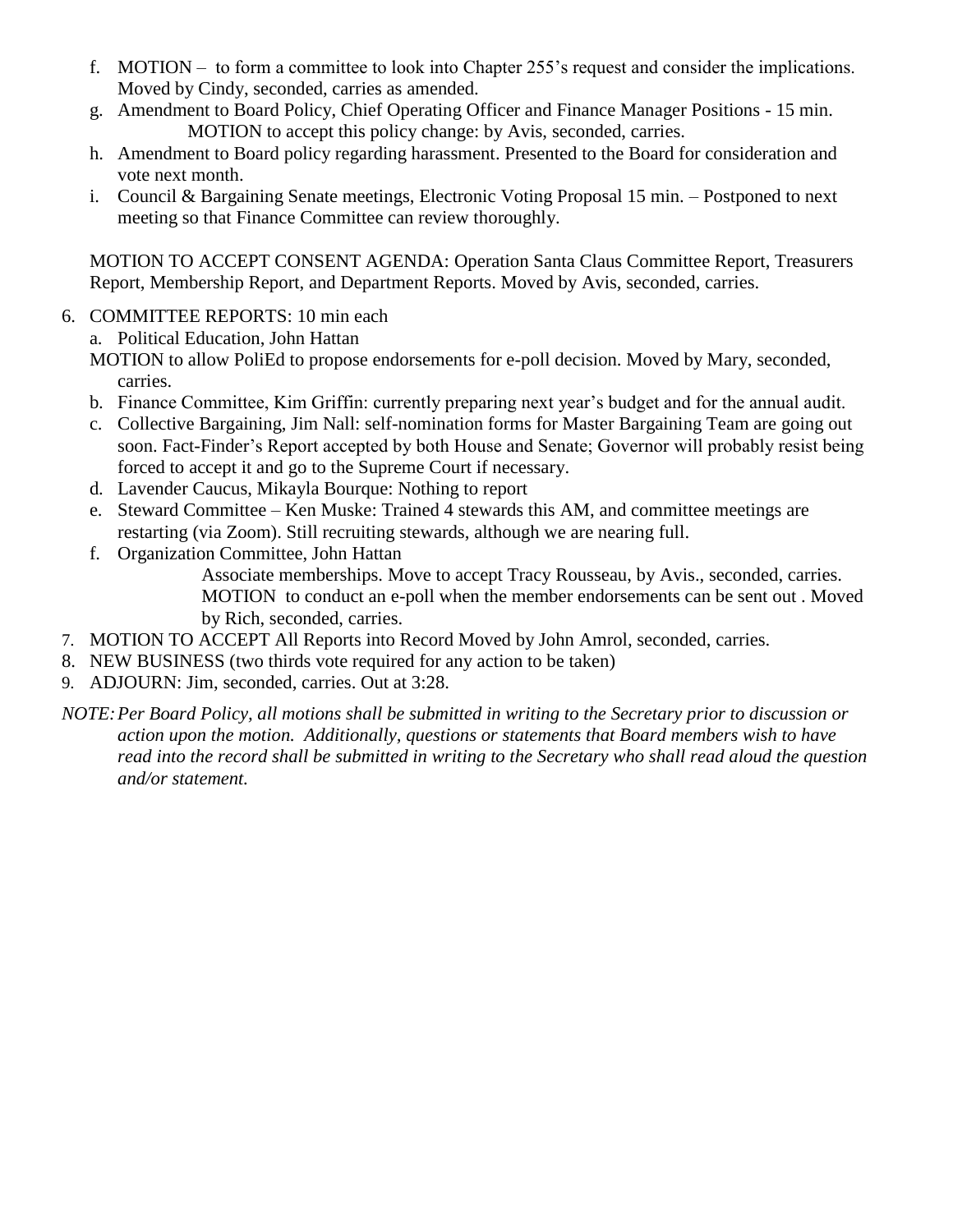f. MOTION – to form a committee to look into Chapter 255's request and consider the implications. Moved by Cindy, seconded, carries as amended.
g. Amendment to Board Policy, Chief Operating Officer and Finance Manager Positions - 15 min.
   MOTION to accept this policy change: by Avis, seconded, carries.
h. Amendment to Board policy regarding harassment. Presented to the Board for consideration and vote next month.
i. Council & Bargaining Senate meetings, Electronic Voting Proposal 15 min. – Postponed to next meeting so that Finance Committee can review thoroughly.

MOTION TO ACCEPT CONSENT AGENDA: Operation Santa Claus Committee Report, Treasurers Report, Membership Report, and Department Reports. Moved by Avis, seconded, carries.

6. COMMITTEE REPORTS: 10 min each
   a. Political Education, John Hattan
   MOTION to allow PoliEd to propose endorsements for e-poll decision. Moved by Mary, seconded, carries.
   b. Finance Committee, Kim Griffin: currently preparing next year's budget and for the annual audit.
   c. Collective Bargaining, Jim Nall: self-nomination forms for Master Bargaining Team are going out soon. Fact-Finder's Report accepted by both House and Senate; Governor will probably resist being forced to accept it and go to the Supreme Court if necessary.
   d. Lavender Caucus, Mikayla Bourque: Nothing to report
   e. Steward Committee – Ken Muske: Trained 4 stewards this AM, and committee meetings are restarting (via Zoom). Still recruiting stewards, although we are nearing full.
   f. Organization Committee, John Hattan
      Associate memberships. Move to accept Tracy Rousseau, by Avis., seconded, carries.
      MOTION to conduct an e-poll when the member endorsements can be sent out . Moved by Rich, seconded, carries.
7. MOTION TO ACCEPT All Reports into Record Moved by John Amrol, seconded, carries.
8. NEW BUSINESS (two thirds vote required for any action to be taken)
9. ADJOURN: Jim, seconded, carries. Out at 3:28.

*NOTE: Per Board Policy, all motions shall be submitted in writing to the Secretary prior to discussion or action upon the motion. Additionally, questions or statements that Board members wish to have read into the record shall be submitted in writing to the Secretary who shall read aloud the question and/or statement.*